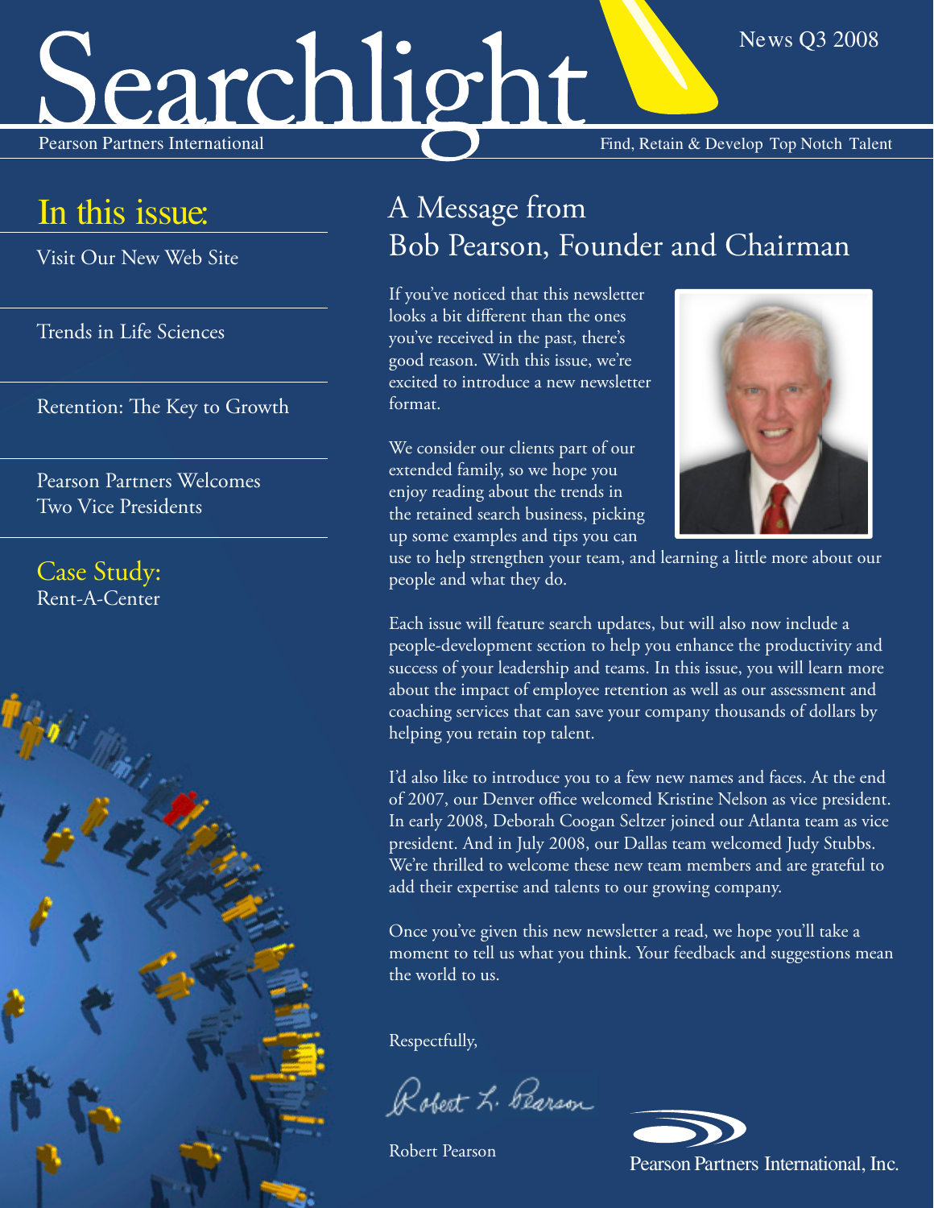# Searchlight

Pearson Partners International

News Q3 2008

Find, Retain & Develop Top Notch Talent

## In this issue:

- Visit Our New Web Site
- Trends in Life Sciences
- Retention: The Key to Growth
- Pearson Partners Welcomes Two Vice Presidents
- Case Study: Rent-A-Center

## A Message from Bob Pearson, Founder and Chairman

If you've noticed that this newsletter looks a bit different than the ones you've received in the past, there's good reason. With this issue, we're excited to introduce a new newsletter format.

We consider our clients part of our extended family, so we hope you enjoy reading about the trends in the retained search business, picking up some examples and tips you can use to help strengthen your team, and learning a little more about our people and what they do.

Each issue will feature search updates, but will also now include a people-development section to help you enhance the productivity and success of your leadership and teams. In this issue, you will learn more about the impact of employee retention as well as our assessment and coaching services that can save your company thousands of dollars by helping you retain top talent.

I'd also like to introduce you to a few new names and faces. At the end of 2007, our Denver office welcomed Kristine Nelson as vice president. In early 2008, Deborah Coogan Seltzer joined our Atlanta team as vice president. And in July 2008, our Dallas team welcomed Judy Stubbs. We're thrilled to welcome these new team members and are grateful to add their expertise and talents to our growing company.

Once you've given this new newsletter a read, we hope you'll take a moment to tell us what you think. Your feedback and suggestions mean the world to us.

Respectfully,

Robert L. Pearson

Robert Pearson

Pearson Partners International, Inc.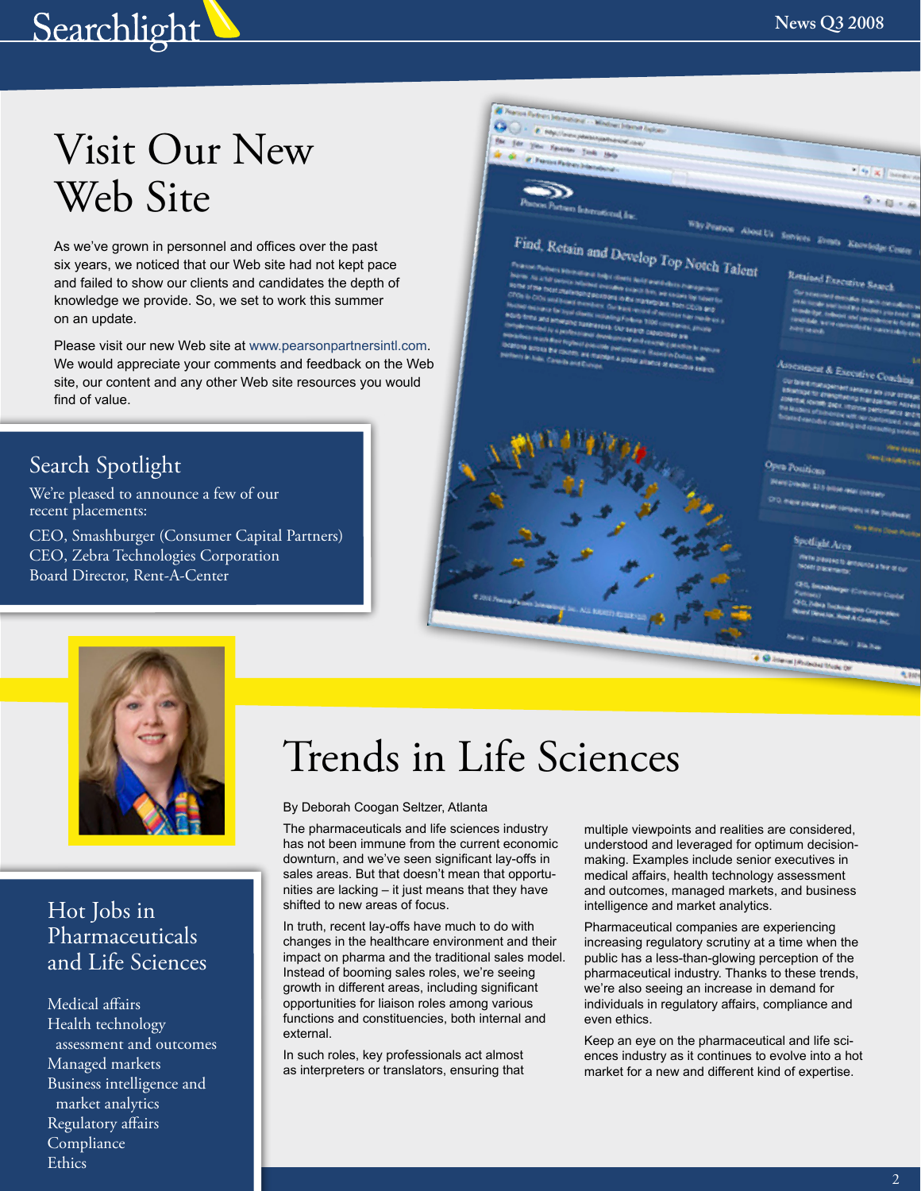# Visit Our New Web Site

As we've grown in personnel and offices over the past six years, we noticed that our Web site had not kept pace and failed to show our clients and candidates the depth of knowledge we provide. So, we set to work this summer on an update.

Please visit our new Web site at www.pearsonpartnersintl.com. We would appreciate your comments and feedback on the Web site, our content and any other Web site resources you would find of value.

## Search Spotlight

We're pleased to announce a few of our recent placements:

CEO, Smashburger (Consumer Capital Partners)
CEO, Zebra Technologies Corporation
Board Director, Rent-A-Center

# Trends in Life Sciences

By Deborah Coogan Seltzer, Atlanta

The pharmaceuticals and life sciences industry has not been immune from the current economic downturn, and we've seen significant lay-offs in sales areas. But that doesn't mean that opportunities are lacking – it just means that they have shifted to new areas of focus.

In truth, recent lay-offs have much to do with changes in the healthcare environment and their impact on pharma and the traditional sales model. Instead of booming sales roles, we're seeing growth in different areas, including significant opportunities for liaison roles among various functions and constituencies, both internal and external.

In such roles, key professionals act almost as interpreters or translators, ensuring that multiple viewpoints and realities are considered, understood and leveraged for optimum decision-making. Examples include senior executives in medical affairs, health technology assessment and outcomes, managed markets, and business intelligence and market analytics.

Pharmaceutical companies are experiencing increasing regulatory scrutiny at a time when the public has a less-than-glowing perception of the pharmaceutical industry. Thanks to these trends, we're also seeing an increase in demand for individuals in regulatory affairs, compliance and even ethics.

Keep an eye on the pharmaceutical and life sciences industry as it continues to evolve into a hot market for a new and different kind of expertise.

## Hot Jobs in Pharmaceuticals and Life Sciences

- Medical affairs
- Health technology assessment and outcomes
- Managed markets
- Business intelligence and market analytics
- Regulatory affairs
- Compliance
- Ethics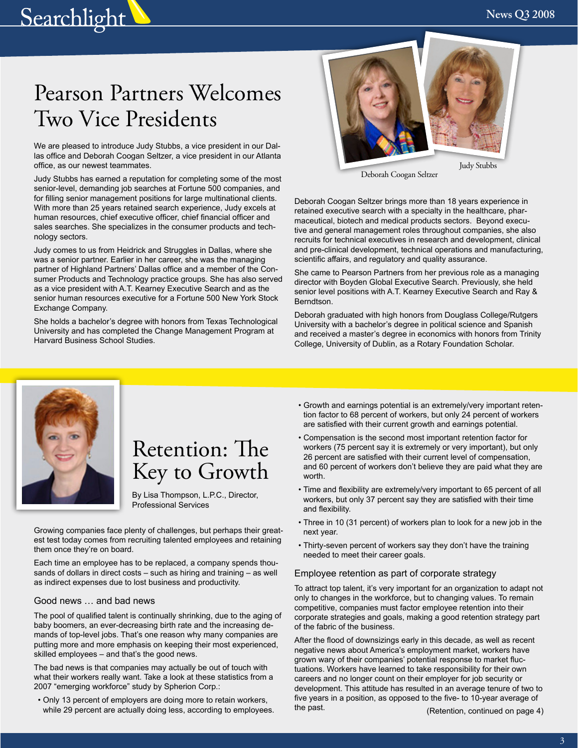# Pearson Partners Welcomes Two Vice Presidents

We are pleased to introduce Judy Stubbs, a vice president in our Dallas office and Deborah Coogan Seltzer, a vice president in our Atlanta office, as our newest teammates.

Judy Stubbs has earned a reputation for completing some of the most senior-level, demanding job searches at Fortune 500 companies, and for filling senior management positions for large multinational clients. With more than 25 years retained search experience, Judy excels at human resources, chief executive officer, chief financial officer and sales searches. She specializes in the consumer products and technology sectors.

Judy comes to us from Heidrick and Struggles in Dallas, where she was a senior partner. Earlier in her career, she was the managing partner of Highland Partners' Dallas office and a member of the Consumer Products and Technology practice groups. She has also served as a vice president with A.T. Kearney Executive Search and as the senior human resources executive for a Fortune 500 New York Stock Exchange Company.

She holds a bachelor's degree with honors from Texas Technological University and has completed the Change Management Program at Harvard Business School Studies.

Deborah Coogan Seltzer

Judy Stubbs

Deborah Coogan Seltzer brings more than 18 years experience in retained executive search with a specialty in the healthcare, pharmaceutical, biotech and medical products sectors. Beyond executive and general management roles throughout companies, she also recruits for technical executives in research and development, clinical and pre-clinical development, technical operations and manufacturing, scientific affairs, and regulatory and quality assurance.

She came to Pearson Partners from her previous role as a managing director with Boyden Global Executive Search. Previously, she held senior level positions with A.T. Kearney Executive Search and Ray & Berndtson.

Deborah graduated with high honors from Douglass College/Rutgers University with a bachelor's degree in political science and Spanish and received a master's degree in economics with honors from Trinity College, University of Dublin, as a Rotary Foundation Scholar.

# Retention: The Key to Growth

By Lisa Thompson, L.P.C., Director, Professional Services

Growing companies face plenty of challenges, but perhaps their greatest test today comes from recruiting talented employees and retaining them once they're on board.

Each time an employee has to be replaced, a company spends thousands of dollars in direct costs – such as hiring and training – as well as indirect expenses due to lost business and productivity.

## Good news … and bad news

The pool of qualified talent is continually shrinking, due to the aging of baby boomers, an ever-decreasing birth rate and the increasing demands of top-level jobs. That's one reason why many companies are putting more and more emphasis on keeping their most experienced, skilled employees – and that's the good news.

The bad news is that companies may actually be out of touch with what their workers really want. Take a look at these statistics from a 2007 "emerging workforce" study by Spherion Corp.:

- Only 13 percent of employers are doing more to retain workers, while 29 percent are actually doing less, according to employees.
- Growth and earnings potential is an extremely/very important retention factor to 68 percent of workers, but only 24 percent of workers are satisfied with their current growth and earnings potential.
- Compensation is the second most important retention factor for workers (75 percent say it is extremely or very important), but only 26 percent are satisfied with their current level of compensation, and 60 percent of workers don't believe they are paid what they are worth.
- Time and flexibility are extremely/very important to 65 percent of all workers, but only 37 percent say they are satisfied with their time and flexibility.
- Three in 10 (31 percent) of workers plan to look for a new job in the next year.
- Thirty-seven percent of workers say they don't have the training needed to meet their career goals.

## Employee retention as part of corporate strategy

To attract top talent, it's very important for an organization to adapt not only to changes in the workforce, but to changing values. To remain competitive, companies must factor employee retention into their corporate strategies and goals, making a good retention strategy part of the fabric of the business.

After the flood of downsizings early in this decade, as well as recent negative news about America's employment market, workers have grown wary of their companies' potential response to market fluctuations. Workers have learned to take responsibility for their own careers and no longer count on their employer for job security or development. This attitude has resulted in an average tenure of two to five years in a position, as opposed to the five- to 10-year average of the past.

(Retention, continued on page 4)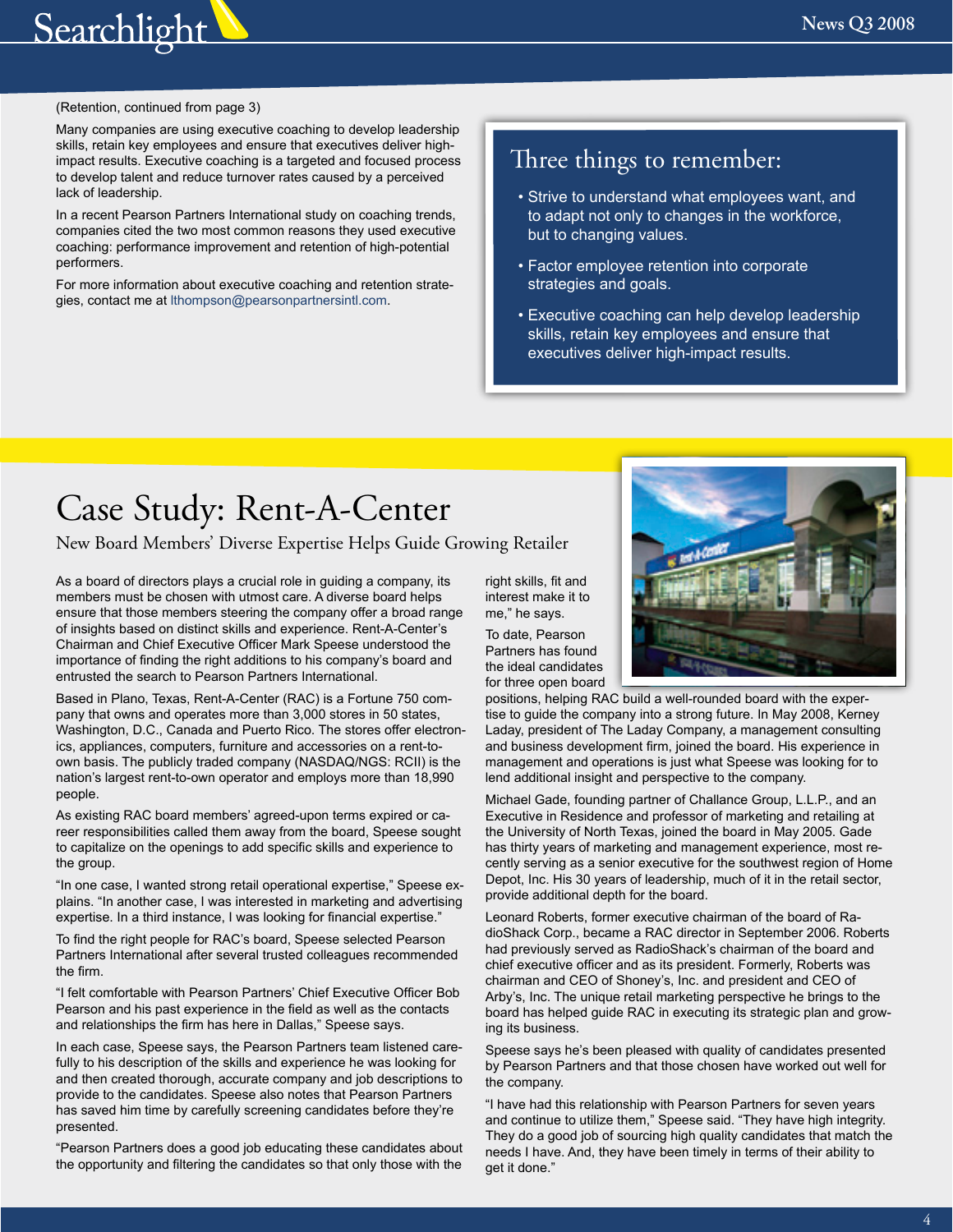(Retention, continued from page 3)

Many companies are using executive coaching to develop leadership skills, retain key employees and ensure that executives deliver high-impact results. Executive coaching is a targeted and focused process to develop talent and reduce turnover rates caused by a perceived lack of leadership.

In a recent Pearson Partners International study on coaching trends, companies cited the two most common reasons they used executive coaching: performance improvement and retention of high-potential performers.

For more information about executive coaching and retention strategies, contact me at lthompson@pearsonpartnersintl.com.

## Three things to remember:

- Strive to understand what employees want, and to adapt not only to changes in the workforce, but to changing values.
- Factor employee retention into corporate strategies and goals.
- Executive coaching can help develop leadership skills, retain key employees and ensure that executives deliver high-impact results.

# Case Study: Rent-A-Center

## New Board Members' Diverse Expertise Helps Guide Growing Retailer

As a board of directors plays a crucial role in guiding a company, its members must be chosen with utmost care. A diverse board helps ensure that those members steering the company offer a broad range of insights based on distinct skills and experience. Rent-A-Center's Chairman and Chief Executive Officer Mark Speese understood the importance of finding the right additions to his company's board and entrusted the search to Pearson Partners International.

Based in Plano, Texas, Rent-A-Center (RAC) is a Fortune 750 company that owns and operates more than 3,000 stores in 50 states, Washington, D.C., Canada and Puerto Rico. The stores offer electronics, appliances, computers, furniture and accessories on a rent-to-own basis. The publicly traded company (NASDAQ/NGS: RCII) is the nation's largest rent-to-own operator and employs more than 18,990 people.

As existing RAC board members' agreed-upon terms expired or career responsibilities called them away from the board, Speese sought to capitalize on the openings to add specific skills and experience to the group.

"In one case, I wanted strong retail operational expertise," Speese explains. "In another case, I was interested in marketing and advertising expertise. In a third instance, I was looking for financial expertise."

To find the right people for RAC's board, Speese selected Pearson Partners International after several trusted colleagues recommended the firm.

"I felt comfortable with Pearson Partners' Chief Executive Officer Bob Pearson and his past experience in the field as well as the contacts and relationships the firm has here in Dallas," Speese says.

In each case, Speese says, the Pearson Partners team listened carefully to his description of the skills and experience he was looking for and then created thorough, accurate company and job descriptions to provide to the candidates. Speese also notes that Pearson Partners has saved him time by carefully screening candidates before they're presented.

"Pearson Partners does a good job educating these candidates about the opportunity and filtering the candidates so that only those with the right skills, fit and interest make it to me," he says.

To date, Pearson Partners has found the ideal candidates for three open board positions, helping RAC build a well-rounded board with the expertise to guide the company into a strong future. In May 2008, Kerney Laday, president of The Laday Company, a management consulting and business development firm, joined the board. His experience in management and operations is just what Speese was looking for to lend additional insight and perspective to the company.

Michael Gade, founding partner of Challance Group, L.L.P., and an Executive in Residence and professor of marketing and retailing at the University of North Texas, joined the board in May 2005. Gade has thirty years of marketing and management experience, most recently serving as a senior executive for the southwest region of Home Depot, Inc. His 30 years of leadership, much of it in the retail sector, provide additional depth for the board.

Leonard Roberts, former executive chairman of the board of RadioShack Corp., became a RAC director in September 2006. Roberts had previously served as RadioShack's chairman of the board and chief executive officer and as its president. Formerly, Roberts was chairman and CEO of Shoney's, Inc. and president and CEO of Arby's, Inc. The unique retail marketing perspective he brings to the board has helped guide RAC in executing its strategic plan and growing its business.

Speese says he's been pleased with quality of candidates presented by Pearson Partners and that those chosen have worked out well for the company.

"I have had this relationship with Pearson Partners for seven years and continue to utilize them," Speese said. "They have high integrity. They do a good job of sourcing high quality candidates that match the needs I have. And, they have been timely in terms of their ability to get it done."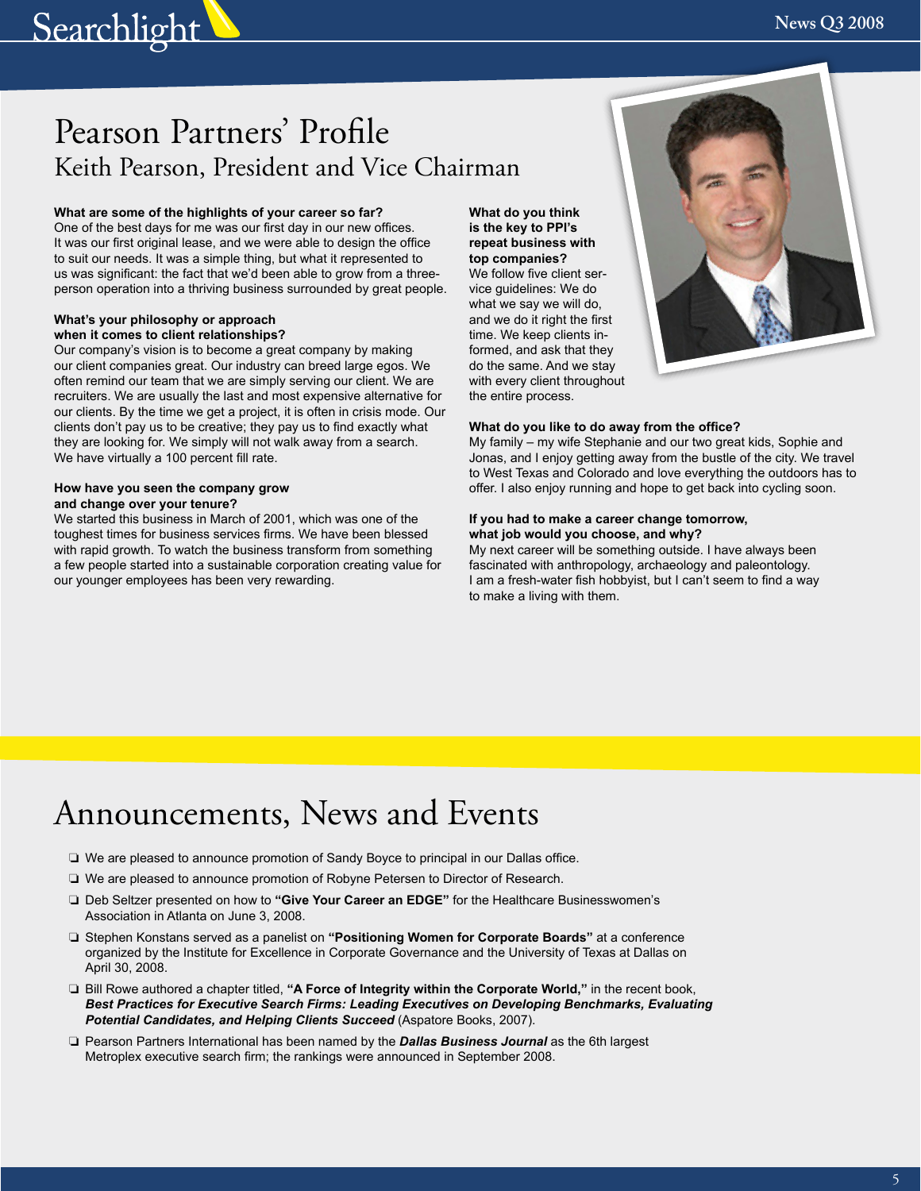# Pearson Partners' Profile

## Keith Pearson, President and Vice Chairman

**What are some of the highlights of your career so far?**
One of the best days for me was our first day in our new offices. It was our first original lease, and we were able to design the office to suit our needs. It was a simple thing, but what it represented to us was significant: the fact that we'd been able to grow from a three-person operation into a thriving business surrounded by great people.

**What's your philosophy or approach when it comes to client relationships?**
Our company's vision is to become a great company by making our client companies great. Our industry can breed large egos. We often remind our team that we are simply serving our client. We are recruiters. We are usually the last and most expensive alternative for our clients. By the time we get a project, it is often in crisis mode. Our clients don't pay us to be creative; they pay us to find exactly what they are looking for. We simply will not walk away from a search. We have virtually a 100 percent fill rate.

**How have you seen the company grow and change over your tenure?**
We started this business in March of 2001, which was one of the toughest times for business services firms. We have been blessed with rapid growth. To watch the business transform from something a few people started into a sustainable corporation creating value for our younger employees has been very rewarding.

**What do you think is the key to PPI's repeat business with top companies?**
We follow five client service guidelines: We do what we say we will do, and we do it right the first time. We keep clients informed, and ask that they do the same. And we stay with every client throughout the entire process.

**What do you like to do away from the office?**
My family – my wife Stephanie and our two great kids, Sophie and Jonas, and I enjoy getting away from the bustle of the city. We travel to West Texas and Colorado and love everything the outdoors has to offer. I also enjoy running and hope to get back into cycling soon.

**If you had to make a career change tomorrow, what job would you choose, and why?**
My next career will be something outside. I have always been fascinated with anthropology, archaeology and paleontology. I am a fresh-water fish hobbyist, but I can't seem to find a way to make a living with them.

# Announcements, News and Events

- We are pleased to announce promotion of Sandy Boyce to principal in our Dallas office.
- We are pleased to announce promotion of Robyne Petersen to Director of Research.
- Deb Seltzer presented on how to **"Give Your Career an EDGE"** for the Healthcare Businesswomen's Association in Atlanta on June 3, 2008.
- Stephen Konstans served as a panelist on **"Positioning Women for Corporate Boards"** at a conference organized by the Institute for Excellence in Corporate Governance and the University of Texas at Dallas on April 30, 2008.
- Bill Rowe authored a chapter titled, **"A Force of Integrity within the Corporate World,"** in the recent book, ***Best Practices for Executive Search Firms: Leading Executives on Developing Benchmarks, Evaluating Potential Candidates, and Helping Clients Succeed*** (Aspatore Books, 2007).
- Pearson Partners International has been named by the ***Dallas Business Journal*** as the 6th largest Metroplex executive search firm; the rankings were announced in September 2008.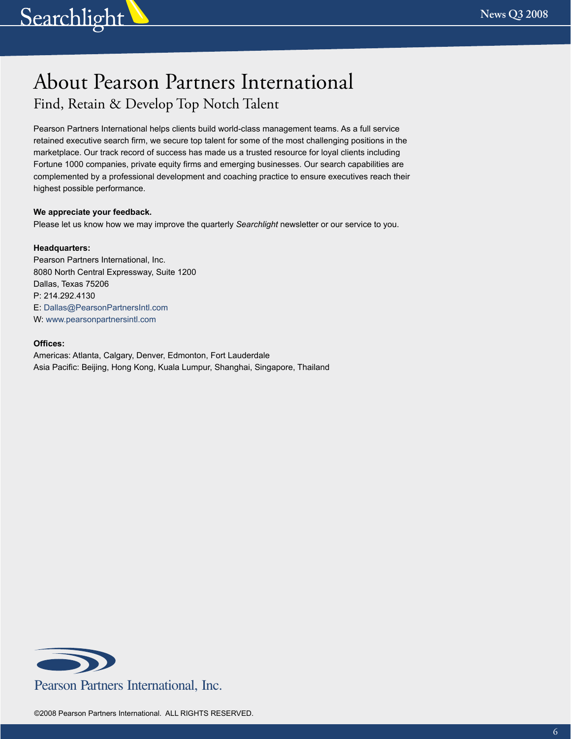# About Pearson Partners International

## Find, Retain & Develop Top Notch Talent

Pearson Partners International helps clients build world-class management teams. As a full service retained executive search firm, we secure top talent for some of the most challenging positions in the marketplace. Our track record of success has made us a trusted resource for loyal clients including Fortune 1000 companies, private equity firms and emerging businesses. Our search capabilities are complemented by a professional development and coaching practice to ensure executives reach their highest possible performance.

**We appreciate your feedback.**
Please let us know how we may improve the quarterly *Searchlight* newsletter or our service to you.

**Headquarters:**
Pearson Partners International, Inc.
8080 North Central Expressway, Suite 1200
Dallas, Texas 75206
P: 214.292.4130
E: Dallas@PearsonPartnersIntl.com
W: www.pearsonpartnersintl.com

**Offices:**
Americas: Atlanta, Calgary, Denver, Edmonton, Fort Lauderdale
Asia Pacific: Beijing, Hong Kong, Kuala Lumpur, Shanghai, Singapore, Thailand

Pearson Partners International, Inc.

©2008 Pearson Partners International. ALL RIGHTS RESERVED.